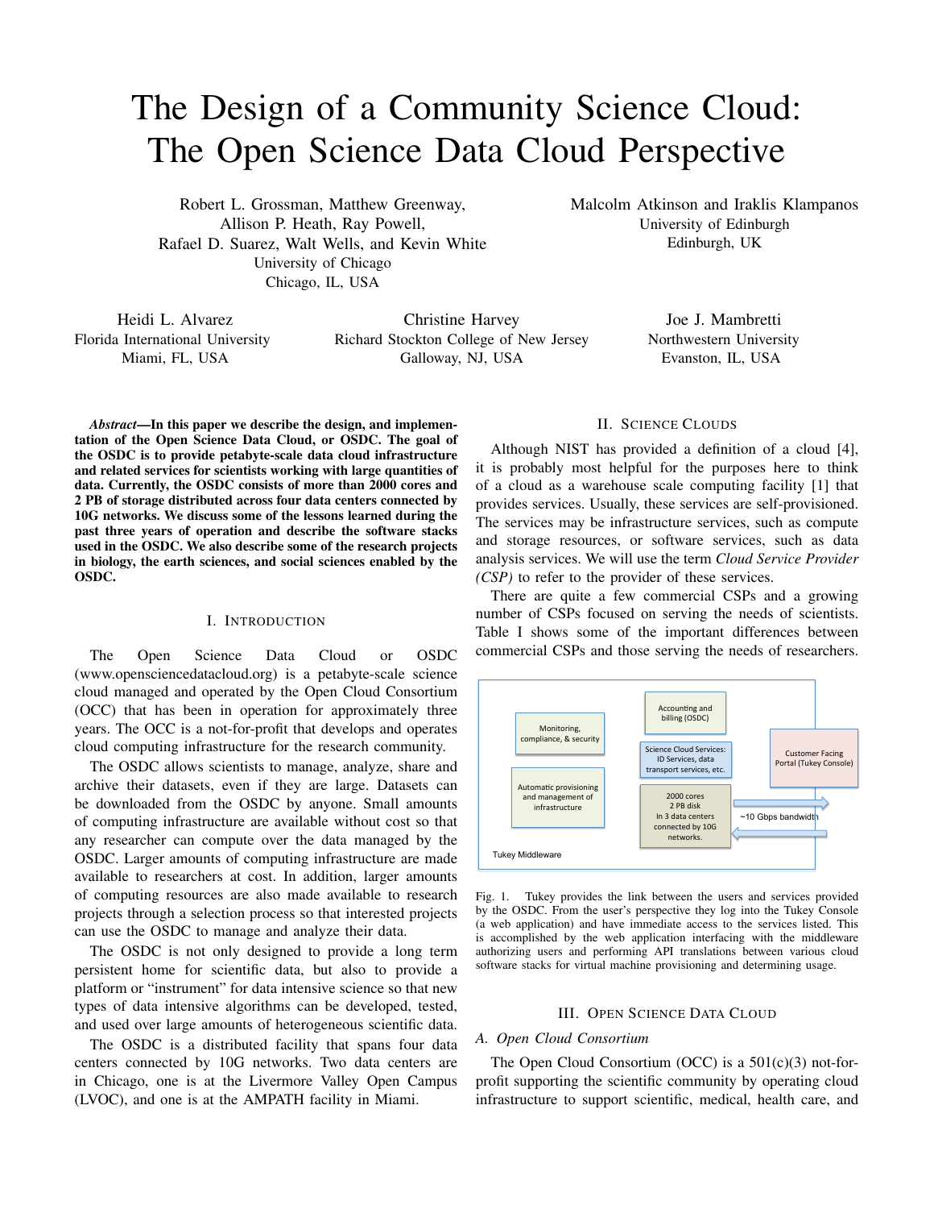# The Design of a Community Science Cloud: The Open Science Data Cloud Perspective

Robert L. Grossman, Matthew Greenway, Allison P. Heath, Ray Powell, Rafael D. Suarez, Walt Wells, and Kevin White
University of Chicago
Chicago, IL, USA

Malcolm Atkinson and Iraklis Klampanos
University of Edinburgh
Edinburgh, UK

Heidi L. Alvarez
Florida International University
Miami, FL, USA

Christine Harvey
Richard Stockton College of New Jersey
Galloway, NJ, USA

Joe J. Mambretti
Northwestern University
Evanston, IL, USA

***Abstract*—In this paper we describe the design, and implementation of the Open Science Data Cloud, or OSDC. The goal of the OSDC is to provide petabyte-scale data cloud infrastructure and related services for scientists working with large quantities of data. Currently, the OSDC consists of more than 2000 cores and 2 PB of storage distributed across four data centers connected by 10G networks. We discuss some of the lessons learned during the past three years of operation and describe the software stacks used in the OSDC. We also describe some of the research projects in biology, the earth sciences, and social sciences enabled by the OSDC.**

## I. Introduction

The Open Science Data Cloud or OSDC (www.opensciencedatacloud.org) is a petabyte-scale science cloud managed and operated by the Open Cloud Consortium (OCC) that has been in operation for approximately three years. The OCC is a not-for-profit that develops and operates cloud computing infrastructure for the research community.

The OSDC allows scientists to manage, analyze, share and archive their datasets, even if they are large. Datasets can be downloaded from the OSDC by anyone. Small amounts of computing infrastructure are available without cost so that any researcher can compute over the data managed by the OSDC. Larger amounts of computing infrastructure are made available to researchers at cost. In addition, larger amounts of computing resources are also made available to research projects through a selection process so that interested projects can use the OSDC to manage and analyze their data.

The OSDC is not only designed to provide a long term persistent home for scientific data, but also to provide a platform or "instrument" for data intensive science so that new types of data intensive algorithms can be developed, tested, and used over large amounts of heterogeneous scientific data.

The OSDC is a distributed facility that spans four data centers connected by 10G networks. Two data centers are in Chicago, one is at the Livermore Valley Open Campus (LVOC), and one is at the AMPATH facility in Miami.

## II. Science Clouds

Although NIST has provided a definition of a cloud [4], it is probably most helpful for the purposes here to think of a cloud as a warehouse scale computing facility [1] that provides services. Usually, these services are self-provisioned. The services may be infrastructure services, such as compute and storage resources, or software services, such as data analysis services. We will use the term *Cloud Service Provider (CSP)* to refer to the provider of these services.

There are quite a few commercial CSPs and a growing number of CSPs focused on serving the needs of scientists. Table I shows some of the important differences between commercial CSPs and those serving the needs of researchers.

Fig. 1. Tukey provides the link between the users and services provided by the OSDC. From the user's perspective they log into the Tukey Console (a web application) and have immediate access to the services listed. This is accomplished by the web application interfacing with the middleware authorizing users and performing API translations between various cloud software stacks for virtual machine provisioning and determining usage.

## III. Open Science Data Cloud

### A. Open Cloud Consortium

The Open Cloud Consortium (OCC) is a 501(c)(3) not-for-profit supporting the scientific community by operating cloud infrastructure to support scientific, medical, health care, and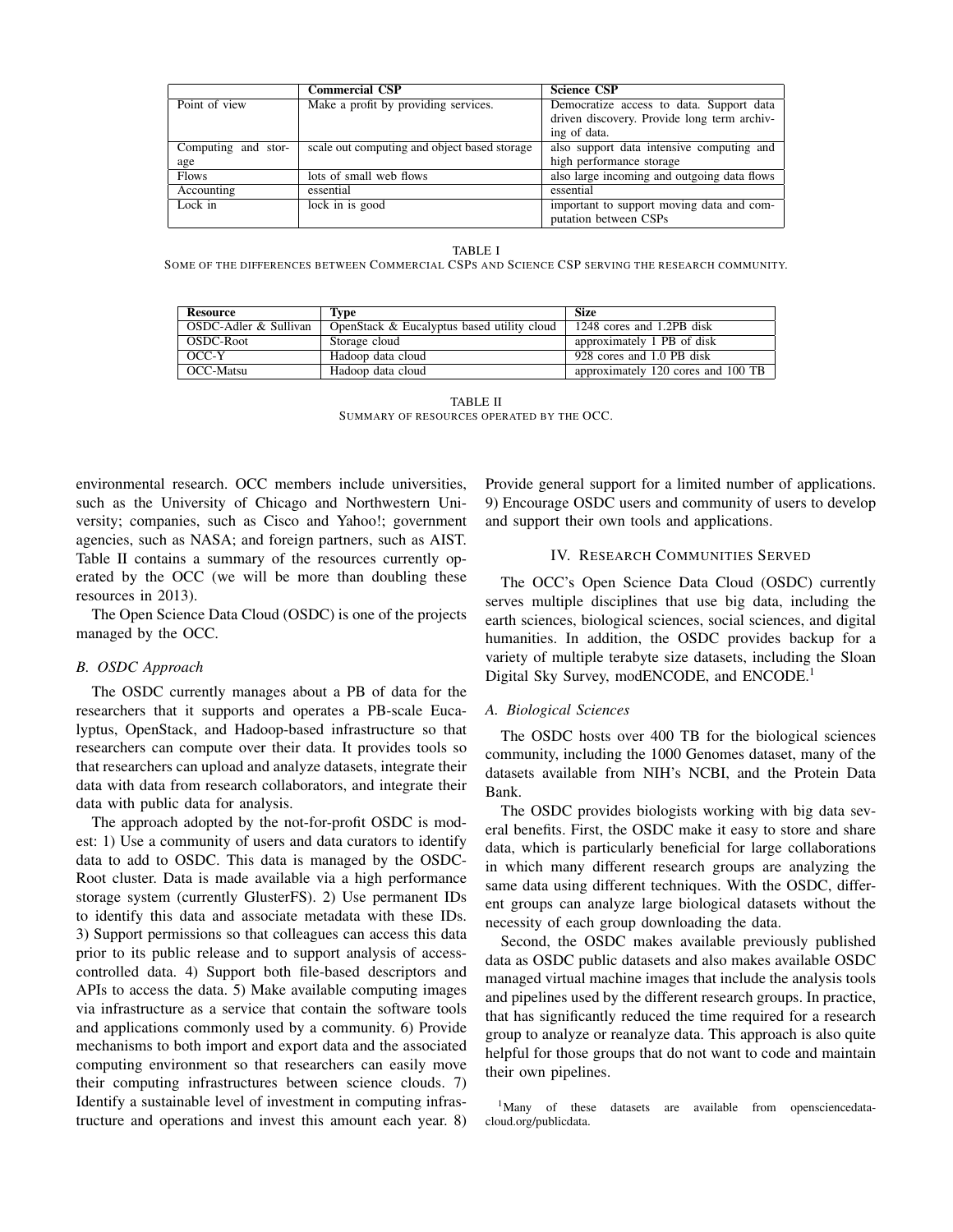|  | **Commercial CSP** | **Science CSP** |
|---|---|---|
| Point of view | Make a profit by providing services. | Democratize access to data. Support data driven discovery. Provide long term archiving of data. |
| Computing and storage | scale out computing and object based storage | also support data intensive computing and high performance storage |
| Flows | lots of small web flows | also large incoming and outgoing data flows |
| Accounting | essential | essential |
| Lock in | lock in is good | important to support moving data and computation between CSPs |

TABLE I
SOME OF THE DIFFERENCES BETWEEN COMMERCIAL CSPS AND SCIENCE CSP SERVING THE RESEARCH COMMUNITY.

| **Resource** | **Type** | **Size** |
|---|---|---|
| OSDC-Adler & Sullivan | OpenStack & Eucalyptus based utility cloud | 1248 cores and 1.2PB disk |
| OSDC-Root | Storage cloud | approximately 1 PB of disk |
| OCC-Y | Hadoop data cloud | 928 cores and 1.0 PB disk |
| OCC-Matsu | Hadoop data cloud | approximately 120 cores and 100 TB |

TABLE II
SUMMARY OF RESOURCES OPERATED BY THE OCC.

environmental research. OCC members include universities, such as the University of Chicago and Northwestern University; companies, such as Cisco and Yahoo!; government agencies, such as NASA; and foreign partners, such as AIST. Table II contains a summary of the resources currently operated by the OCC (we will be more than doubling these resources in 2013).

The Open Science Data Cloud (OSDC) is one of the projects managed by the OCC.

### B. OSDC Approach

The OSDC currently manages about a PB of data for the researchers that it supports and operates a PB-scale Eucalyptus, OpenStack, and Hadoop-based infrastructure so that researchers can compute over their data. It provides tools so that researchers can upload and analyze datasets, integrate their data with data from research collaborators, and integrate their data with public data for analysis.

The approach adopted by the not-for-profit OSDC is modest: 1) Use a community of users and data curators to identify data to add to OSDC. This data is managed by the OSDC-Root cluster. Data is made available via a high performance storage system (currently GlusterFS). 2) Use permanent IDs to identify this data and associate metadata with these IDs. 3) Support permissions so that colleagues can access this data prior to its public release and to support analysis of access-controlled data. 4) Support both file-based descriptors and APIs to access the data. 5) Make available computing images via infrastructure as a service that contain the software tools and applications commonly used by a community. 6) Provide mechanisms to both import and export data and the associated computing environment so that researchers can easily move their computing infrastructures between science clouds. 7) Identify a sustainable level of investment in computing infrastructure and operations and invest this amount each year. 8) Provide general support for a limited number of applications. 9) Encourage OSDC users and community of users to develop and support their own tools and applications.

## IV. RESEARCH COMMUNITIES SERVED

The OCC's Open Science Data Cloud (OSDC) currently serves multiple disciplines that use big data, including the earth sciences, biological sciences, social sciences, and digital humanities. In addition, the OSDC provides backup for a variety of multiple terabyte size datasets, including the Sloan Digital Sky Survey, modENCODE, and ENCODE.[1]

### A. Biological Sciences

The OSDC hosts over 400 TB for the biological sciences community, including the 1000 Genomes dataset, many of the datasets available from NIH's NCBI, and the Protein Data Bank.

The OSDC provides biologists working with big data several benefits. First, the OSDC make it easy to store and share data, which is particularly beneficial for large collaborations in which many different research groups are analyzing the same data using different techniques. With the OSDC, different groups can analyze large biological datasets without the necessity of each group downloading the data.

Second, the OSDC makes available previously published data as OSDC public datasets and also makes available OSDC managed virtual machine images that include the analysis tools and pipelines used by the different research groups. In practice, that has significantly reduced the time required for a research group to analyze or reanalyze data. This approach is also quite helpful for those groups that do not want to code and maintain their own pipelines.

[1] Many of these datasets are available from opensciencedatacloud.org/publicdata.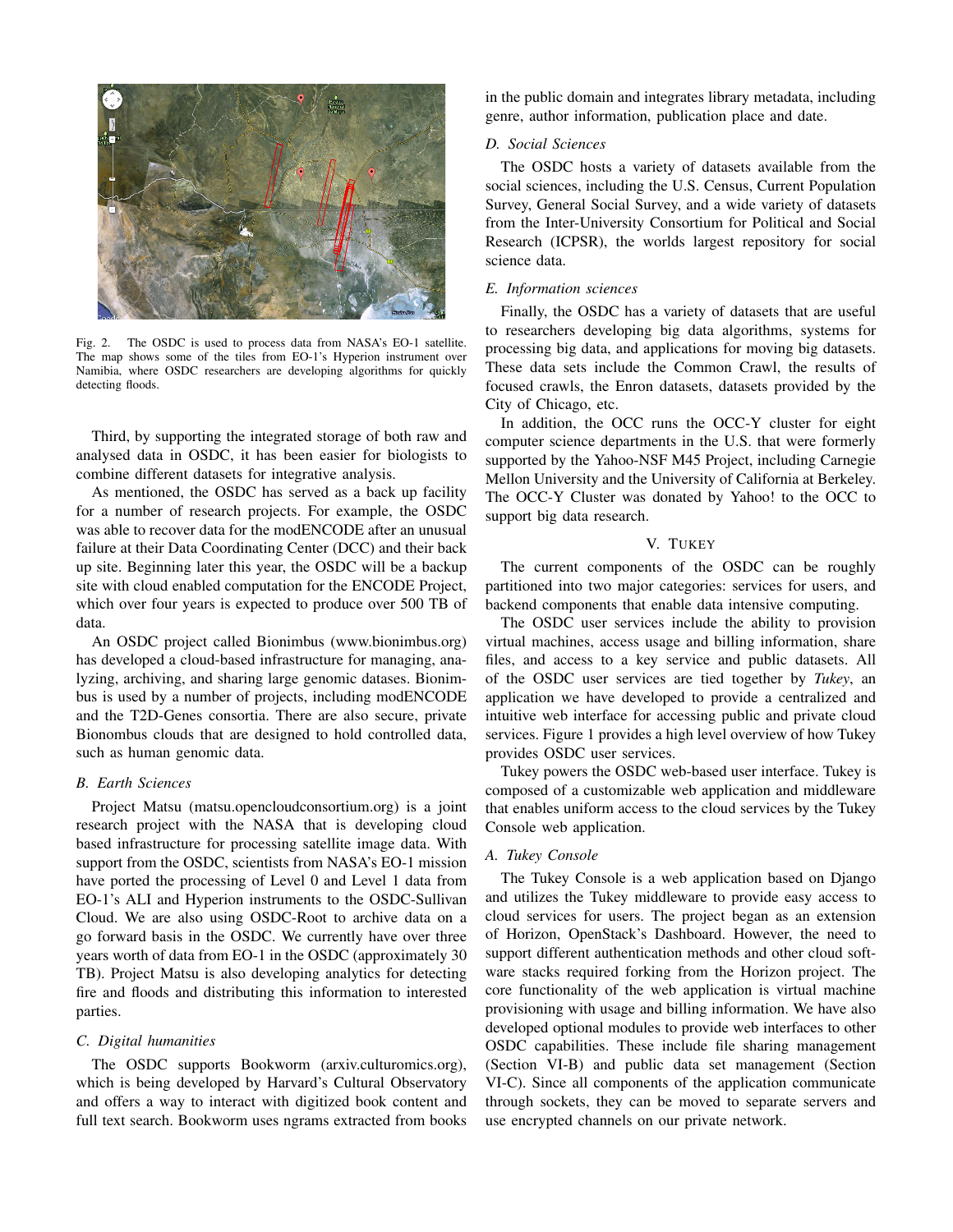Fig. 2. The OSDC is used to process data from NASA's EO-1 satellite. The map shows some of the tiles from EO-1's Hyperion instrument over Namibia, where OSDC researchers are developing algorithms for quickly detecting floods.

Third, by supporting the integrated storage of both raw and analysed data in OSDC, it has been easier for biologists to combine different datasets for integrative analysis.

As mentioned, the OSDC has served as a back up facility for a number of research projects. For example, the OSDC was able to recover data for the modENCODE after an unusual failure at their Data Coordinating Center (DCC) and their back up site. Beginning later this year, the OSDC will be a backup site with cloud enabled computation for the ENCODE Project, which over four years is expected to produce over 500 TB of data.

An OSDC project called Bionimbus (www.bionimbus.org) has developed a cloud-based infrastructure for managing, analyzing, archiving, and sharing large genomic datases. Bionimbus is used by a number of projects, including modENCODE and the T2D-Genes consortia. There are also secure, private Bionombus clouds that are designed to hold controlled data, such as human genomic data.

### B. Earth Sciences

Project Matsu (matsu.opencloudconsortium.org) is a joint research project with the NASA that is developing cloud based infrastructure for processing satellite image data. With support from the OSDC, scientists from NASA's EO-1 mission have ported the processing of Level 0 and Level 1 data from EO-1's ALI and Hyperion instruments to the OSDC-Sullivan Cloud. We are also using OSDC-Root to archive data on a go forward basis in the OSDC. We currently have over three years worth of data from EO-1 in the OSDC (approximately 30 TB). Project Matsu is also developing analytics for detecting fire and floods and distributing this information to interested parties.

### C. Digital humanities

The OSDC supports Bookworm (arxiv.culturomics.org), which is being developed by Harvard's Cultural Observatory and offers a way to interact with digitized book content and full text search. Bookworm uses ngrams extracted from books in the public domain and integrates library metadata, including genre, author information, publication place and date.

### D. Social Sciences

The OSDC hosts a variety of datasets available from the social sciences, including the U.S. Census, Current Population Survey, General Social Survey, and a wide variety of datasets from the Inter-University Consortium for Political and Social Research (ICPSR), the worlds largest repository for social science data.

### E. Information sciences

Finally, the OSDC has a variety of datasets that are useful to researchers developing big data algorithms, systems for processing big data, and applications for moving big datasets. These data sets include the Common Crawl, the results of focused crawls, the Enron datasets, datasets provided by the City of Chicago, etc.

In addition, the OCC runs the OCC-Y cluster for eight computer science departments in the U.S. that were formerly supported by the Yahoo-NSF M45 Project, including Carnegie Mellon University and the University of California at Berkeley. The OCC-Y Cluster was donated by Yahoo! to the OCC to support big data research.

## V. Tukey

The current components of the OSDC can be roughly partitioned into two major categories: services for users, and backend components that enable data intensive computing.

The OSDC user services include the ability to provision virtual machines, access usage and billing information, share files, and access to a key service and public datasets. All of the OSDC user services are tied together by *Tukey*, an application we have developed to provide a centralized and intuitive web interface for accessing public and private cloud services. Figure 1 provides a high level overview of how Tukey provides OSDC user services.

Tukey powers the OSDC web-based user interface. Tukey is composed of a customizable web application and middleware that enables uniform access to the cloud services by the Tukey Console web application.

### A. Tukey Console

The Tukey Console is a web application based on Django and utilizes the Tukey middleware to provide easy access to cloud services for users. The project began as an extension of Horizon, OpenStack's Dashboard. However, the need to support different authentication methods and other cloud software stacks required forking from the Horizon project. The core functionality of the web application is virtual machine provisioning with usage and billing information. We have also developed optional modules to provide web interfaces to other OSDC capabilities. These include file sharing management (Section VI-B) and public data set management (Section VI-C). Since all components of the application communicate through sockets, they can be moved to separate servers and use encrypted channels on our private network.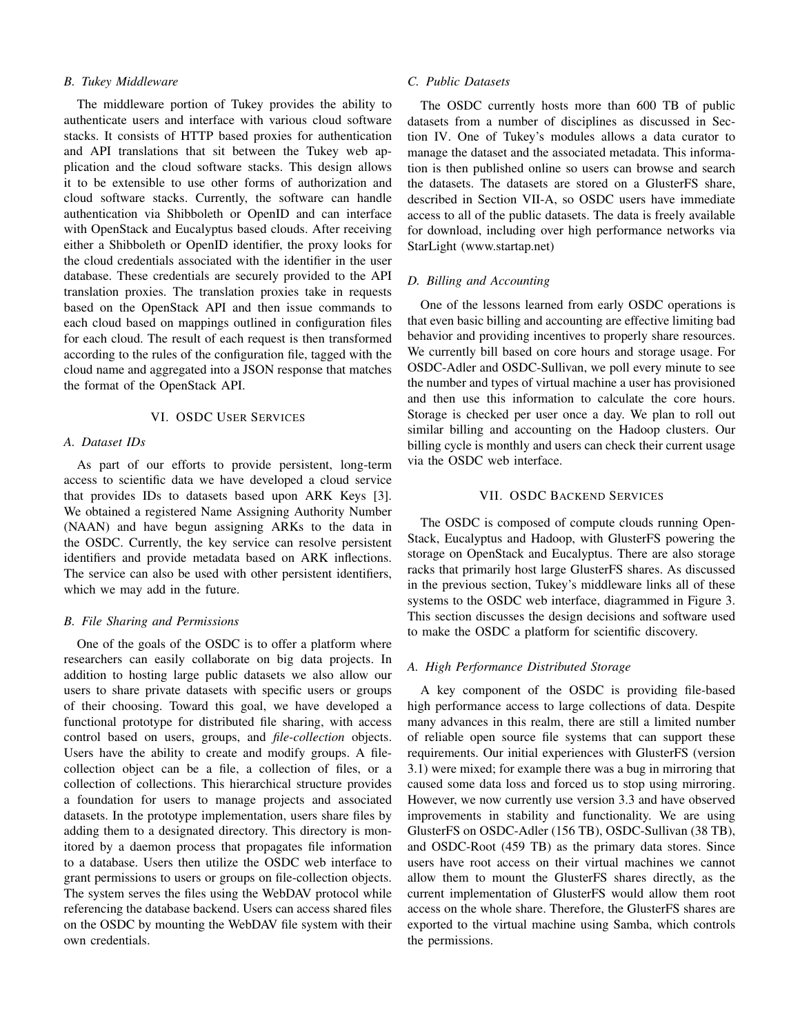### B. Tukey Middleware

The middleware portion of Tukey provides the ability to authenticate users and interface with various cloud software stacks. It consists of HTTP based proxies for authentication and API translations that sit between the Tukey web application and the cloud software stacks. This design allows it to be extensible to use other forms of authorization and cloud software stacks. Currently, the software can handle authentication via Shibboleth or OpenID and can interface with OpenStack and Eucalyptus based clouds. After receiving either a Shibboleth or OpenID identifier, the proxy looks for the cloud credentials associated with the identifier in the user database. These credentials are securely provided to the API translation proxies. The translation proxies take in requests based on the OpenStack API and then issue commands to each cloud based on mappings outlined in configuration files for each cloud. The result of each request is then transformed according to the rules of the configuration file, tagged with the cloud name and aggregated into a JSON response that matches the format of the OpenStack API.

## VI. OSDC User Services

### A. Dataset IDs

As part of our efforts to provide persistent, long-term access to scientific data we have developed a cloud service that provides IDs to datasets based upon ARK Keys [3]. We obtained a registered Name Assigning Authority Number (NAAN) and have begun assigning ARKs to the data in the OSDC. Currently, the key service can resolve persistent identifiers and provide metadata based on ARK inflections. The service can also be used with other persistent identifiers, which we may add in the future.

### B. File Sharing and Permissions

One of the goals of the OSDC is to offer a platform where researchers can easily collaborate on big data projects. In addition to hosting large public datasets we also allow our users to share private datasets with specific users or groups of their choosing. Toward this goal, we have developed a functional prototype for distributed file sharing, with access control based on users, groups, and *file-collection* objects. Users have the ability to create and modify groups. A file-collection object can be a file, a collection of files, or a collection of collections. This hierarchical structure provides a foundation for users to manage projects and associated datasets. In the prototype implementation, users share files by adding them to a designated directory. This directory is monitored by a daemon process that propagates file information to a database. Users then utilize the OSDC web interface to grant permissions to users or groups on file-collection objects. The system serves the files using the WebDAV protocol while referencing the database backend. Users can access shared files on the OSDC by mounting the WebDAV file system with their own credentials.

### C. Public Datasets

The OSDC currently hosts more than 600 TB of public datasets from a number of disciplines as discussed in Section IV. One of Tukey's modules allows a data curator to manage the dataset and the associated metadata. This information is then published online so users can browse and search the datasets. The datasets are stored on a GlusterFS share, described in Section VII-A, so OSDC users have immediate access to all of the public datasets. The data is freely available for download, including over high performance networks via StarLight (www.startap.net)

### D. Billing and Accounting

One of the lessons learned from early OSDC operations is that even basic billing and accounting are effective limiting bad behavior and providing incentives to properly share resources. We currently bill based on core hours and storage usage. For OSDC-Adler and OSDC-Sullivan, we poll every minute to see the number and types of virtual machine a user has provisioned and then use this information to calculate the core hours. Storage is checked per user once a day. We plan to roll out similar billing and accounting on the Hadoop clusters. Our billing cycle is monthly and users can check their current usage via the OSDC web interface.

## VII. OSDC Backend Services

The OSDC is composed of compute clouds running OpenStack, Eucalyptus and Hadoop, with GlusterFS powering the storage on OpenStack and Eucalyptus. There are also storage racks that primarily host large GlusterFS shares. As discussed in the previous section, Tukey's middleware links all of these systems to the OSDC web interface, diagrammed in Figure 3. This section discusses the design decisions and software used to make the OSDC a platform for scientific discovery.

### A. High Performance Distributed Storage

A key component of the OSDC is providing file-based high performance access to large collections of data. Despite many advances in this realm, there are still a limited number of reliable open source file systems that can support these requirements. Our initial experiences with GlusterFS (version 3.1) were mixed; for example there was a bug in mirroring that caused some data loss and forced us to stop using mirroring. However, we now currently use version 3.3 and have observed improvements in stability and functionality. We are using GlusterFS on OSDC-Adler (156 TB), OSDC-Sullivan (38 TB), and OSDC-Root (459 TB) as the primary data stores. Since users have root access on their virtual machines we cannot allow them to mount the GlusterFS shares directly, as the current implementation of GlusterFS would allow them root access on the whole share. Therefore, the GlusterFS shares are exported to the virtual machine using Samba, which controls the permissions.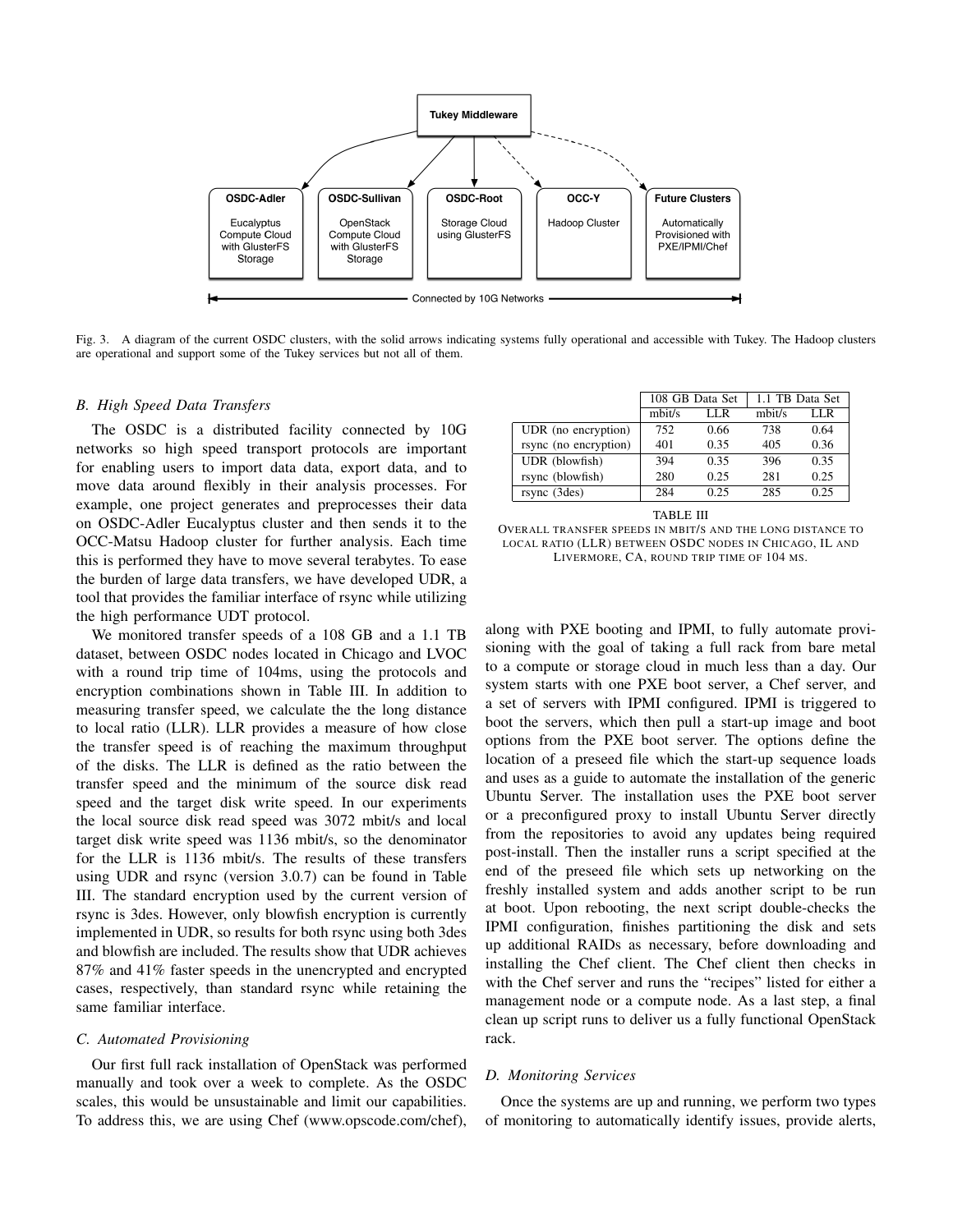Fig. 3. A diagram of the current OSDC clusters, with the solid arrows indicating systems fully operational and accessible with Tukey. The Hadoop clusters are operational and support some of the Tukey services but not all of them.

### B. High Speed Data Transfers

The OSDC is a distributed facility connected by 10G networks so high speed transport protocols are important for enabling users to import data data, export data, and to move data around flexibly in their analysis processes. For example, one project generates and preprocesses their data on OSDC-Adler Eucalyptus cluster and then sends it to the OCC-Matsu Hadoop cluster for further analysis. Each time this is performed they have to move several terabytes. To ease the burden of large data transfers, we have developed UDR, a tool that provides the familiar interface of rsync while utilizing the high performance UDT protocol.

We monitored transfer speeds of a 108 GB and a 1.1 TB dataset, between OSDC nodes located in Chicago and LVOC with a round trip time of 104ms, using the protocols and encryption combinations shown in Table III. In addition to measuring transfer speed, we calculate the the long distance to local ratio (LLR). LLR provides a measure of how close the transfer speed is of reaching the maximum throughput of the disks. The LLR is defined as the ratio between the transfer speed and the minimum of the source disk read speed and the target disk write speed. In our experiments the local source disk read speed was 3072 mbit/s and local target disk write speed was 1136 mbit/s, so the denominator for the LLR is 1136 mbit/s. The results of these transfers using UDR and rsync (version 3.0.7) can be found in Table III. The standard encryption used by the current version of rsync is 3des. However, only blowfish encryption is currently implemented in UDR, so results for both rsync using both 3des and blowfish are included. The results show that UDR achieves 87% and 41% faster speeds in the unencrypted and encrypted cases, respectively, than standard rsync while retaining the same familiar interface.

| | 108 GB Data Set | | 1.1 TB Data Set | |
|---|---|---|---|---|
| | mbit/s | LLR | mbit/s | LLR |
| UDR (no encryption) | 752 | 0.66 | 738 | 0.64 |
| rsync (no encryption) | 401 | 0.35 | 405 | 0.36 |
| UDR (blowfish) | 394 | 0.35 | 396 | 0.35 |
| rsync (blowfish) | 280 | 0.25 | 281 | 0.25 |
| rsync (3des) | 284 | 0.25 | 285 | 0.25 |

TABLE III
OVERALL TRANSFER SPEEDS IN MBIT/S AND THE LONG DISTANCE TO LOCAL RATIO (LLR) BETWEEN OSDC NODES IN CHICAGO, IL AND LIVERMORE, CA, ROUND TRIP TIME OF 104 MS.

### C. Automated Provisioning

Our first full rack installation of OpenStack was performed manually and took over a week to complete. As the OSDC scales, this would be unsustainable and limit our capabilities. To address this, we are using Chef (www.opscode.com/chef), along with PXE booting and IPMI, to fully automate provisioning with the goal of taking a full rack from bare metal to a compute or storage cloud in much less than a day. Our system starts with one PXE boot server, a Chef server, and a set of servers with IPMI configured. IPMI is triggered to boot the servers, which then pull a start-up image and boot options from the PXE boot server. The options define the location of a preseed file which the start-up sequence loads and uses as a guide to automate the installation of the generic Ubuntu Server. The installation uses the PXE boot server or a preconfigured proxy to install Ubuntu Server directly from the repositories to avoid any updates being required post-install. Then the installer runs a script specified at the end of the preseed file which sets up networking on the freshly installed system and adds another script to be run at boot. Upon rebooting, the next script double-checks the IPMI configuration, finishes partitioning the disk and sets up additional RAIDs as necessary, before downloading and installing the Chef client. The Chef client then checks in with the Chef server and runs the "recipes" listed for either a management node or a compute node. As a last step, a final clean up script runs to deliver us a fully functional OpenStack rack.

### D. Monitoring Services

Once the systems are up and running, we perform two types of monitoring to automatically identify issues, provide alerts,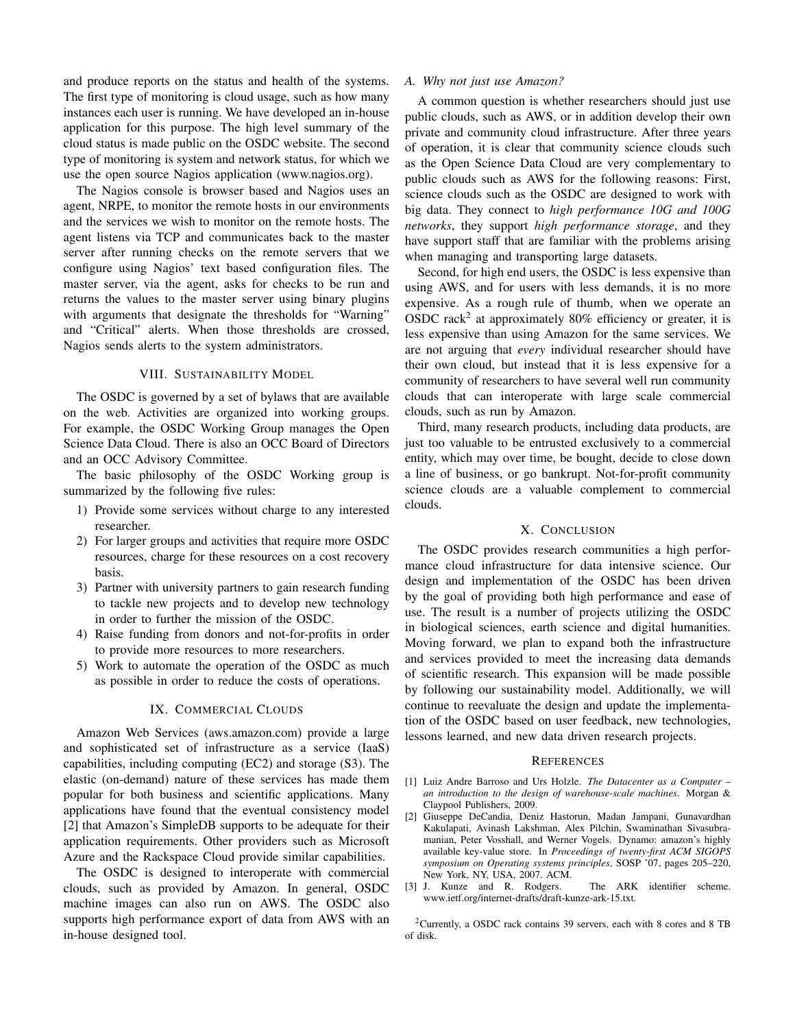and produce reports on the status and health of the systems. The first type of monitoring is cloud usage, such as how many instances each user is running. We have developed an in-house application for this purpose. The high level summary of the cloud status is made public on the OSDC website. The second type of monitoring is system and network status, for which we use the open source Nagios application (www.nagios.org).

The Nagios console is browser based and Nagios uses an agent, NRPE, to monitor the remote hosts in our environments and the services we wish to monitor on the remote hosts. The agent listens via TCP and communicates back to the master server after running checks on the remote servers that we configure using Nagios' text based configuration files. The master server, via the agent, asks for checks to be run and returns the values to the master server using binary plugins with arguments that designate the thresholds for "Warning" and "Critical" alerts. When those thresholds are crossed, Nagios sends alerts to the system administrators.

## VIII. Sustainability Model

The OSDC is governed by a set of bylaws that are available on the web. Activities are organized into working groups. For example, the OSDC Working Group manages the Open Science Data Cloud. There is also an OCC Board of Directors and an OCC Advisory Committee.

The basic philosophy of the OSDC Working group is summarized by the following five rules:

1) Provide some services without charge to any interested researcher.
2) For larger groups and activities that require more OSDC resources, charge for these resources on a cost recovery basis.
3) Partner with university partners to gain research funding to tackle new projects and to develop new technology in order to further the mission of the OSDC.
4) Raise funding from donors and not-for-profits in order to provide more resources to more researchers.
5) Work to automate the operation of the OSDC as much as possible in order to reduce the costs of operations.

## IX. Commercial Clouds

Amazon Web Services (aws.amazon.com) provide a large and sophisticated set of infrastructure as a service (IaaS) capabilities, including computing (EC2) and storage (S3). The elastic (on-demand) nature of these services has made them popular for both business and scientific applications. Many applications have found that the eventual consistency model [2] that Amazon's SimpleDB supports to be adequate for their application requirements. Other providers such as Microsoft Azure and the Rackspace Cloud provide similar capabilities.

The OSDC is designed to interoperate with commercial clouds, such as provided by Amazon. In general, OSDC machine images can also run on AWS. The OSDC also supports high performance export of data from AWS with an in-house designed tool.

### A. Why not just use Amazon?

A common question is whether researchers should just use public clouds, such as AWS, or in addition develop their own private and community cloud infrastructure. After three years of operation, it is clear that community science clouds such as the Open Science Data Cloud are very complementary to public clouds such as AWS for the following reasons: First, science clouds such as the OSDC are designed to work with big data. They connect to *high performance 10G and 100G networks*, they support *high performance storage*, and they have support staff that are familiar with the problems arising when managing and transporting large datasets.

Second, for high end users, the OSDC is less expensive than using AWS, and for users with less demands, it is no more expensive. As a rough rule of thumb, when we operate an OSDC rack[2] at approximately 80% efficiency or greater, it is less expensive than using Amazon for the same services. We are not arguing that *every* individual researcher should have their own cloud, but instead that it is less expensive for a community of researchers to have several well run community clouds that can interoperate with large scale commercial clouds, such as run by Amazon.

Third, many research products, including data products, are just too valuable to be entrusted exclusively to a commercial entity, which may over time, be bought, decide to close down a line of business, or go bankrupt. Not-for-profit community science clouds are a valuable complement to commercial clouds.

## X. Conclusion

The OSDC provides research communities a high performance cloud infrastructure for data intensive science. Our design and implementation of the OSDC has been driven by the goal of providing both high performance and ease of use. The result is a number of projects utilizing the OSDC in biological sciences, earth science and digital humanities. Moving forward, we plan to expand both the infrastructure and services provided to meet the increasing data demands of scientific research. This expansion will be made possible by following our sustainability model. Additionally, we will continue to reevaluate the design and update the implementation of the OSDC based on user feedback, new technologies, lessons learned, and new data driven research projects.

## References

[1] Luiz Andre Barroso and Urs Holzle. *The Datacenter as a Computer – an introduction to the design of warehouse-scale machines*. Morgan & Claypool Publishers, 2009.

[2] Giuseppe DeCandia, Deniz Hastorun, Madan Jampani, Gunavardhan Kakulapati, Avinash Lakshman, Alex Pilchin, Swaminathan Sivasubramanian, Peter Vosshall, and Werner Vogels. Dynamo: amazon's highly available key-value store. In *Proceedings of twenty-first ACM SIGOPS symposium on Operating systems principles*, SOSP '07, pages 205–220, New York, NY, USA, 2007. ACM.

[3] J. Kunze and R. Rodgers. The ARK identifier scheme. www.ietf.org/internet-drafts/draft-kunze-ark-15.txt.

[2]Currently, a OSDC rack contains 39 servers, each with 8 cores and 8 TB of disk.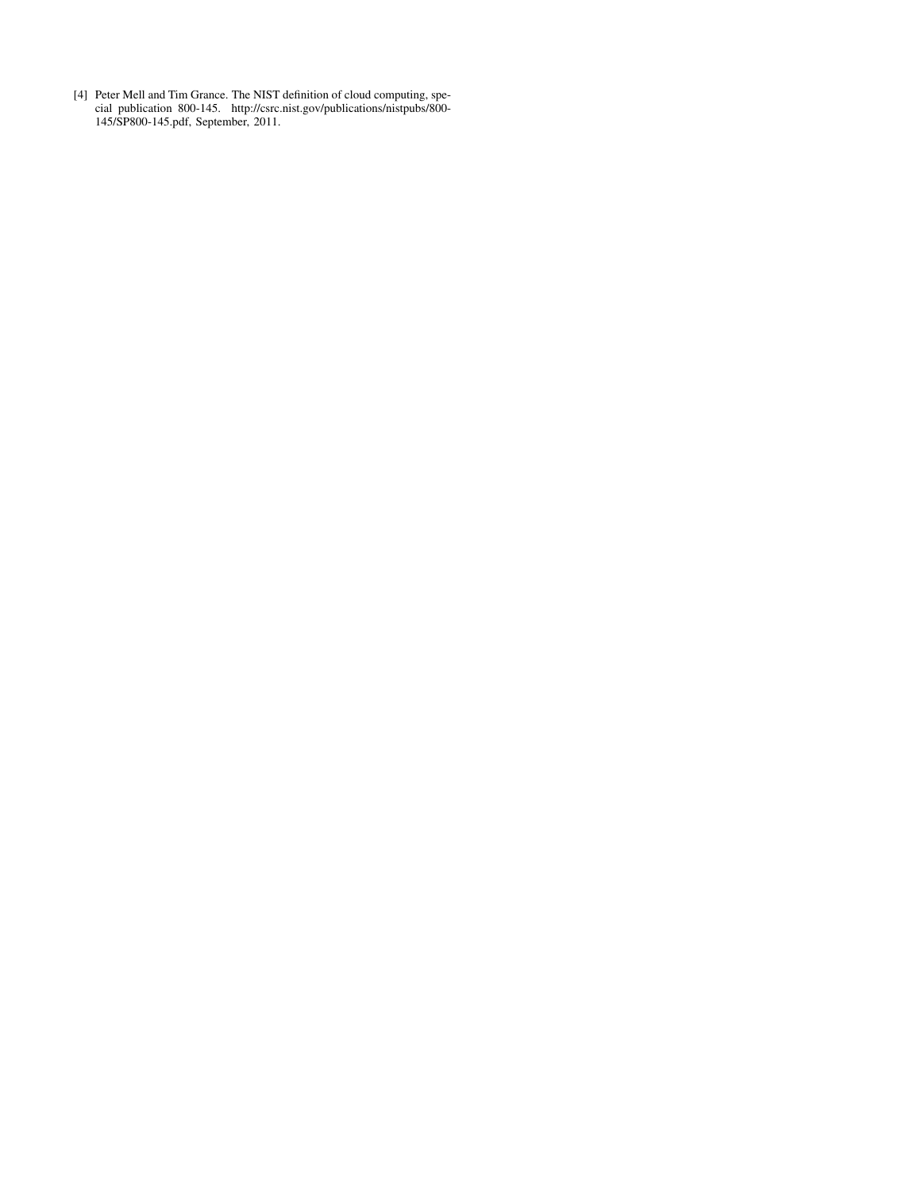[4] Peter Mell and Tim Grance. The NIST definition of cloud computing, special publication 800-145. http://csrc.nist.gov/publications/nistpubs/800-145/SP800-145.pdf, September, 2011.